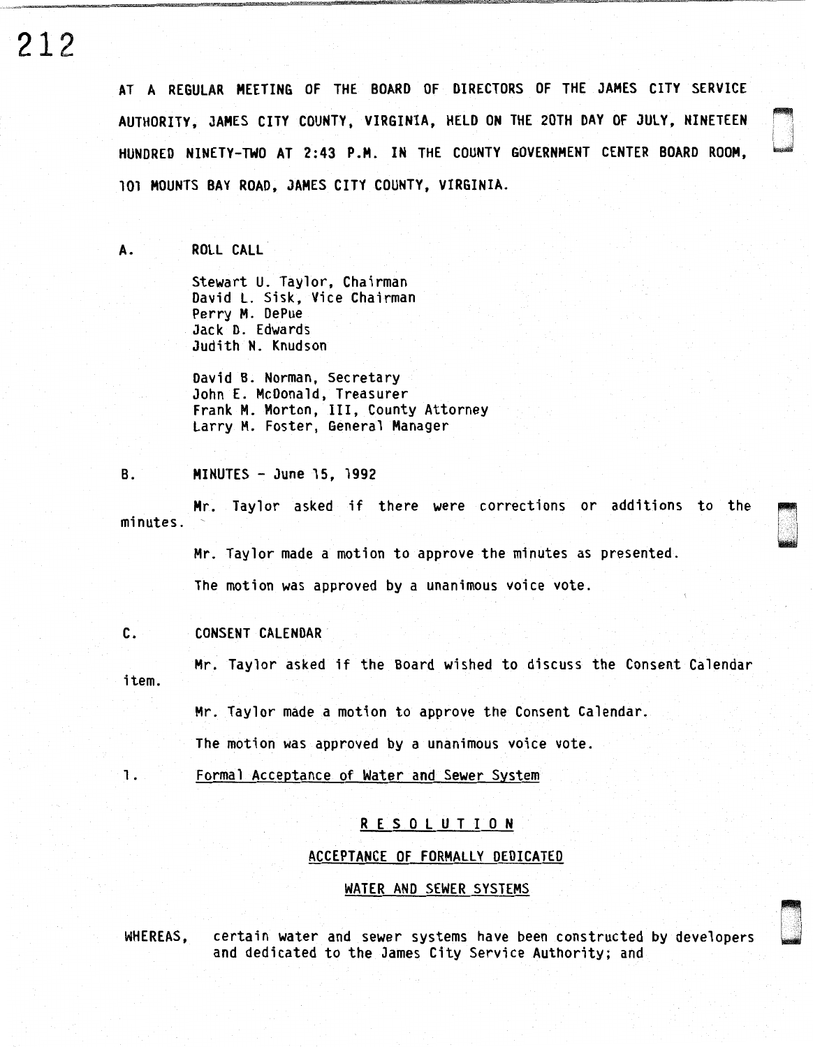AT A REGULAR MEETING OF THE BOARD OF DIRECTORS OF THE JAMES CITY SERVICE AUTHORITY, JAMES CITY COUNTY, VIRGINIA, HELD ON THE 20TH DAY OF JULY, NINETEEN HUNDRED NINETY-TWO AT 2:43 P.M. IN THE COUNTY GOVERNMENT CENTER BOARD ROOM, 101 MOUNTS BAY ROAD, JAMES CITY COUNTY, VIRGINIA.

A. ROLL CALL

Stewart U. Taylor, Chairman
David L. Sisk, Vice Chairman
Perry M. DePue
Jack D. Edwards
Judith N. Knudson

David B. Norman, Secretary
John E. McDonald, Treasurer
Frank M. Morton, III, County Attorney
Larry M. Foster, General Manager

B. MINUTES - June 15, 1992

Mr. Taylor asked if there were corrections or additions to the minutes.

Mr. Taylor made a motion to approve the minutes as presented.

The motion was approved by a unanimous voice vote.

C. CONSENT CALENDAR

Mr. Taylor asked if the Board wished to discuss the Consent Calendar item.

Mr. Taylor made a motion to approve the Consent Calendar.

The motion was approved by a unanimous voice vote.

1. Formal Acceptance of Water and Sewer System

**R E S O L U T I O N**

**ACCEPTANCE OF FORMALLY DEDICATED**

**WATER AND SEWER SYSTEMS**

WHEREAS, certain water and sewer systems have been constructed by developers and dedicated to the James City Service Authority; and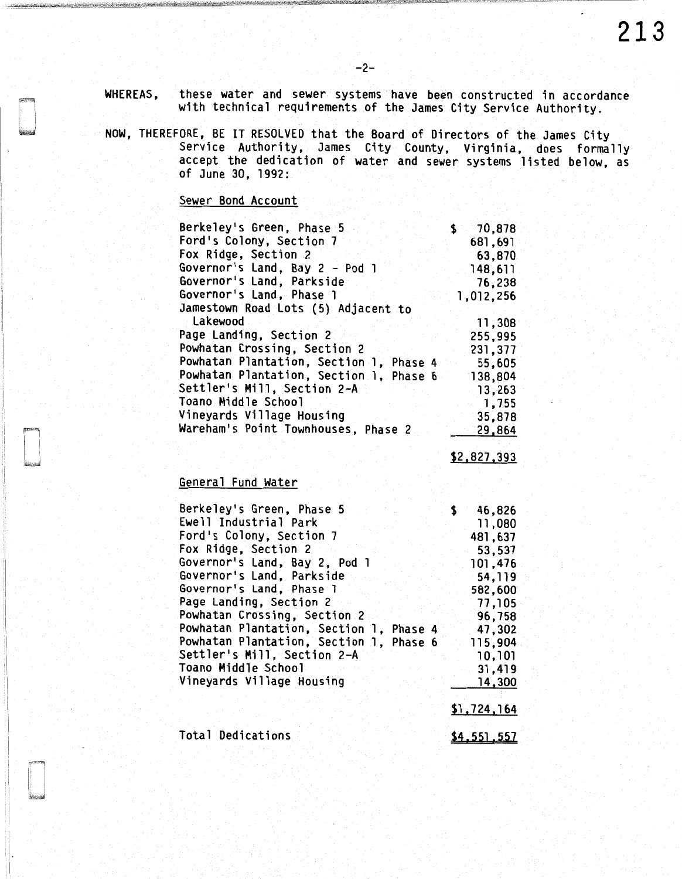WHEREAS, these water and sewer systems have been constructed in accordance with technical requirements of the James City Service Authority.

NOW, THEREFORE, BE IT RESOLVED that the Board of Directors of the James City Service Authority, James City County, Virginia, does formally accept the dedication of water and sewer systems listed below, as of June 30, 1992:

Sewer Bond Account

| | |
|---|---|
| Berkeley's Green, Phase 5 | $ 70,878 |
| Ford's Colony, Section 7 | 681,691 |
| Fox Ridge, Section 2 | 63,870 |
| Governor's Land, Bay 2 - Pod 1 | 148,611 |
| Governor's Land, Parkside | 76,238 |
| Governor's Land, Phase 1 | 1,012,256 |
| Jamestown Road Lots (5) Adjacent to Lakewood | 11,308 |
| Page Landing, Section 2 | 255,995 |
| Powhatan Crossing, Section 2 | 231,377 |
| Powhatan Plantation, Section 1, Phase 4 | 55,605 |
| Powhatan Plantation, Section 1, Phase 6 | 138,804 |
| Settler's Mill, Section 2-A | 13,263 |
| Toano Middle School | 1,755 |
| Vineyards Village Housing | 35,878 |
| Wareham's Point Townhouses, Phase 2 | 29,864 |
| | $2,827,393 |

General Fund Water

| | |
|---|---|
| Berkeley's Green, Phase 5 | $ 46,826 |
| Ewell Industrial Park | 11,080 |
| Ford's Colony, Section 7 | 481,637 |
| Fox Ridge, Section 2 | 53,537 |
| Governor's Land, Bay 2, Pod 1 | 101,476 |
| Governor's Land, Parkside | 54,119 |
| Governor's Land, Phase 1 | 582,600 |
| Page Landing, Section 2 | 77,105 |
| Powhatan Crossing, Section 2 | 96,758 |
| Powhatan Plantation, Section 1, Phase 4 | 47,302 |
| Powhatan Plantation, Section 1, Phase 6 | 115,904 |
| Settler's Mill, Section 2-A | 10,101 |
| Toano Middle School | 31,419 |
| Vineyards Village Housing | 14,300 |
| | $1,724,164 |

Total Dedications $4,551,557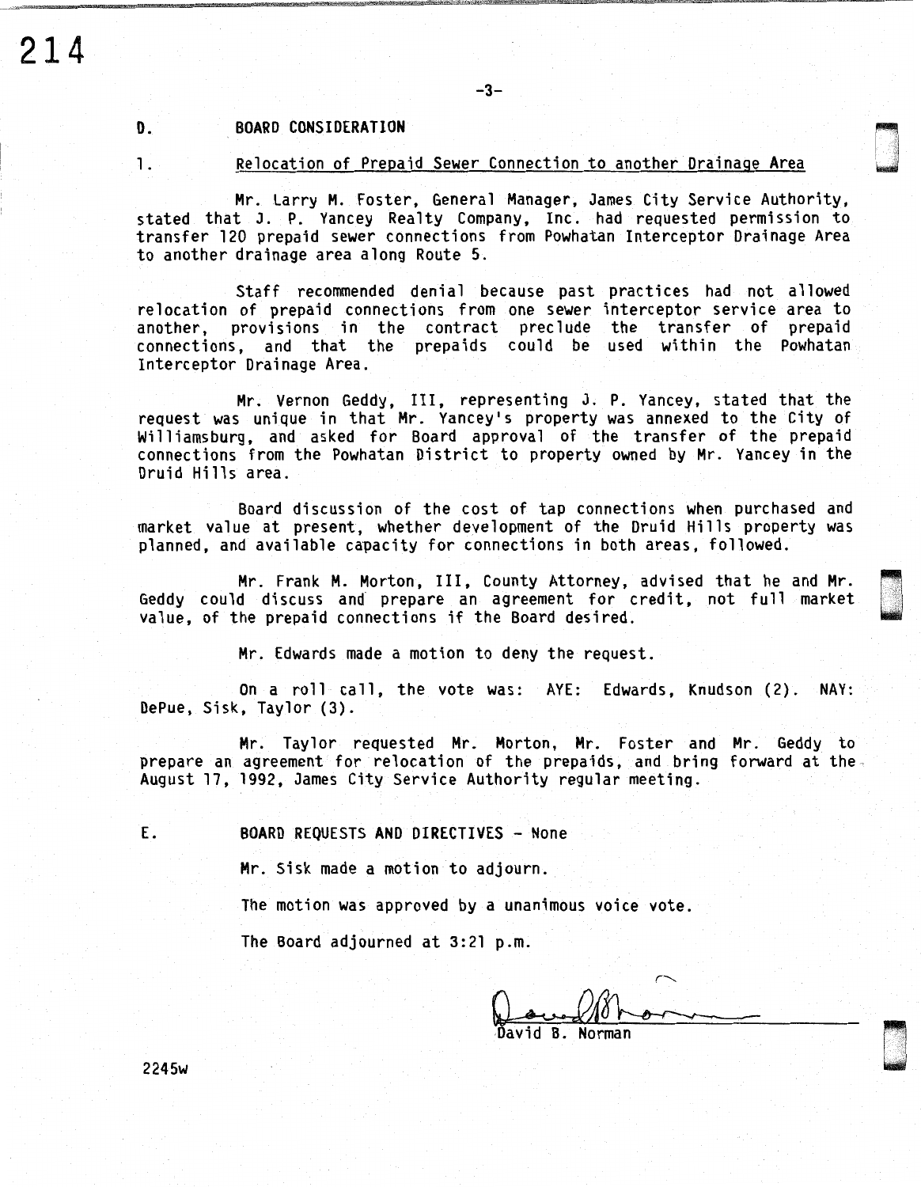D. BOARD CONSIDERATION

1. <u>Relocation of Prepaid Sewer Connection to another Drainage Area</u>

Mr. Larry M. Foster, General Manager, James City Service Authority, stated that J. P. Yancey Realty Company, Inc. had requested permission to transfer 120 prepaid sewer connections from Powhatan Interceptor Drainage Area to another drainage area along Route 5.

Staff recommended denial because past practices had not allowed relocation of prepaid connections from one sewer interceptor service area to another, provisions in the contract preclude the transfer of prepaid connections, and that the prepaids could be used within the Powhatan Interceptor Drainage Area.

Mr. Vernon Geddy, III, representing J. P. Yancey, stated that the request was unique in that Mr. Yancey's property was annexed to the City of Williamsburg, and asked for Board approval of the transfer of the prepaid connections from the Powhatan District to property owned by Mr. Yancey in the Druid Hills area.

Board discussion of the cost of tap connections when purchased and market value at present, whether development of the Druid Hills property was planned, and available capacity for connections in both areas, followed.

Mr. Frank M. Morton, III, County Attorney, advised that he and Mr. Geddy could discuss and prepare an agreement for credit, not full market value, of the prepaid connections if the Board desired.

Mr. Edwards made a motion to deny the request.

On a roll call, the vote was: AYE: Edwards, Knudson (2). NAY: DePue, Sisk, Taylor (3).

Mr. Taylor requested Mr. Morton, Mr. Foster and Mr. Geddy to prepare an agreement for relocation of the prepaids, and bring forward at the August 17, 1992, James City Service Authority regular meeting.

E. BOARD REQUESTS AND DIRECTIVES - None

Mr. Sisk made a motion to adjourn.

The motion was approved by a unanimous voice vote.

The Board adjourned at 3:21 p.m.

David B. Norman

2245w